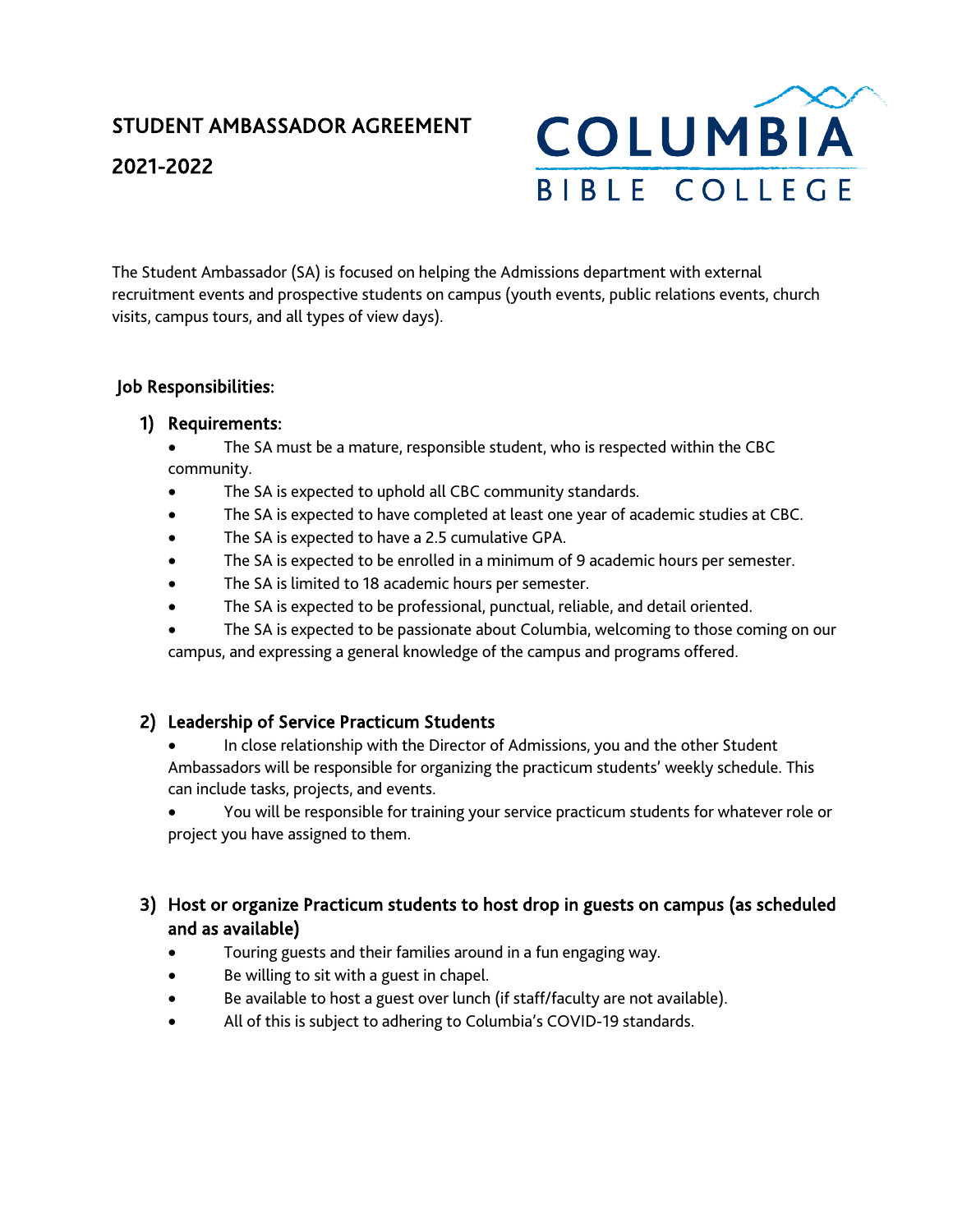# STUDENT AMBASSADOR AGREEMENT

# 2021-2022

COLUMBIA BIBLE COLLEGE

The Student Ambassador (SA) is focused on helping the Admissions department with external recruitment events and prospective students on campus (youth events, public relations events, church visits, campus tours, and all types of view days).

## Job Responsibilities:

### 1) Requirements:

- The SA must be a mature, responsible student, who is respected within the CBC community.
- The SA is expected to uphold all CBC community standards.
- The SA is expected to have completed at least one year of academic studies at CBC.
- The SA is expected to have a 2.5 cumulative GPA.
- The SA is expected to be enrolled in a minimum of 9 academic hours per semester.
- The SA is limited to 18 academic hours per semester.
- The SA is expected to be professional, punctual, reliable, and detail oriented.
- The SA is expected to be passionate about Columbia, welcoming to those coming on our campus, and expressing a general knowledge of the campus and programs offered.

### 2) Leadership of Service Practicum Students

- In close relationship with the Director of Admissions, you and the other Student Ambassadors will be responsible for organizing the practicum students' weekly schedule. This can include tasks, projects, and events.
- You will be responsible for training your service practicum students for whatever role or project you have assigned to them.

### 3) Host or organize Practicum students to host drop in guests on campus (as scheduled and as available)

- Touring guests and their families around in a fun engaging way.
- Be willing to sit with a guest in chapel.
- Be available to host a guest over lunch (if staff/faculty are not available).
- All of this is subject to adhering to Columbia's COVID-19 standards.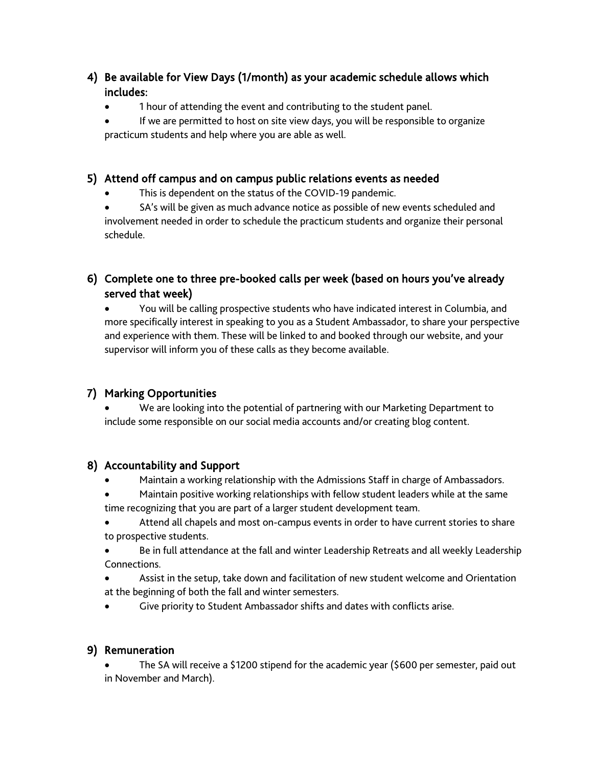4) **Be available for View Days (1/month) as your academic schedule allows which includes:**

- 1 hour of attending the event and contributing to the student panel.
- If we are permitted to host on site view days, you will be responsible to organize practicum students and help where you are able as well.

5) **Attend off campus and on campus public relations events as needed**

- This is dependent on the status of the COVID-19 pandemic.
- SA's will be given as much advance notice as possible of new events scheduled and involvement needed in order to schedule the practicum students and organize their personal schedule.

6) **Complete one to three pre-booked calls per week (based on hours you've already served that week)**

- You will be calling prospective students who have indicated interest in Columbia, and more specifically interest in speaking to you as a Student Ambassador, to share your perspective and experience with them. These will be linked to and booked through our website, and your supervisor will inform you of these calls as they become available.

7) **Marking Opportunities**

- We are looking into the potential of partnering with our Marketing Department to include some responsible on our social media accounts and/or creating blog content.

8) **Accountability and Support**

- Maintain a working relationship with the Admissions Staff in charge of Ambassadors.
- Maintain positive working relationships with fellow student leaders while at the same time recognizing that you are part of a larger student development team.
- Attend all chapels and most on-campus events in order to have current stories to share to prospective students.
- Be in full attendance at the fall and winter Leadership Retreats and all weekly Leadership Connections.
- Assist in the setup, take down and facilitation of new student welcome and Orientation at the beginning of both the fall and winter semesters.
- Give priority to Student Ambassador shifts and dates with conflicts arise.

9) **Remuneration**

- The SA will receive a $1200 stipend for the academic year ($600 per semester, paid out in November and March).